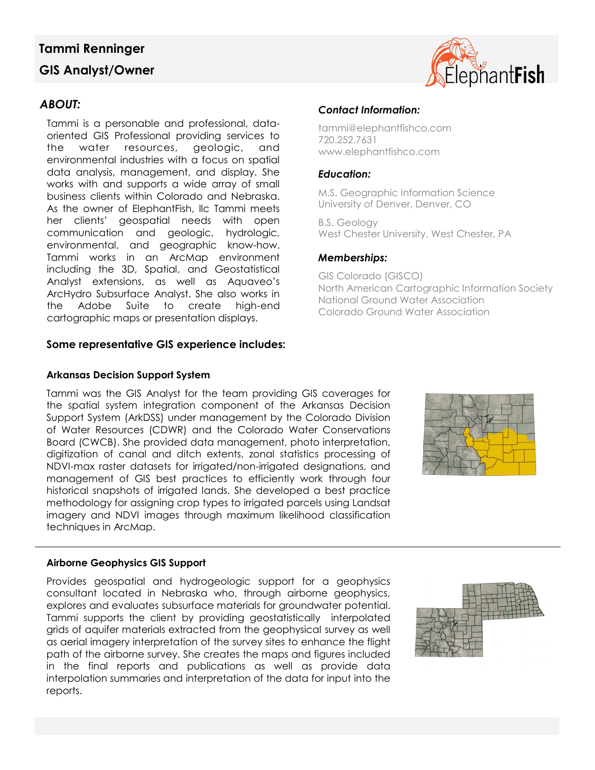# Tammi Renninger

## GIS Analyst/Owner

### *ABOUT:*

Tammi is a personable and professional, data-oriented GIS Professional providing services to the water resources, geologic, and environmental industries with a focus on spatial data analysis, management, and display. She works with and supports a wide array of small business clients within Colorado and Nebraska. As the owner of ElephantFish, llc Tammi meets her clients' geospatial needs with open communication and geologic, hydrologic, environmental, and geographic know-how. Tammi works in an ArcMap environment including the 3D, Spatial, and Geostatistical Analyst extensions, as well as Aquaveo's ArcHydro Subsurface Analyst. She also works in the Adobe Suite to create high-end cartographic maps or presentation displays.

### *Contact Information:*

tammi@elephantfishco.com
720.252.7631
www.elephantfishco.com

### *Education:*

M.S. Geographic Information Science
University of Denver, Denver, CO

B.S. Geology
West Chester University, West Chester, PA

### *Memberships:*

GIS Colorado (GISCO)
North American Cartographic Information Society
National Ground Water Association
Colorado Ground Water Association

### Some representative GIS experience includes:

**Arkansas Decision Support System**

Tammi was the GIS Analyst for the team providing GIS coverages for the spatial system integration component of the Arkansas Decision Support System (ArkDSS) under management by the Colorado Division of Water Resources (CDWR) and the Colorado Water Conservations Board (CWCB). She provided data management, photo interpretation, digitization of canal and ditch extents, zonal statistics processing of NDVI-max raster datasets for irrigated/non-irrigated designations, and management of GIS best practices to efficiently work through four historical snapshots of irrigated lands. She developed a best practice methodology for assigning crop types to irrigated parcels using Landsat imagery and NDVI images through maximum likelihood classification techniques in ArcMap.

---

**Airborne Geophysics GIS Support**

Provides geospatial and hydrogeologic support for a geophysics consultant located in Nebraska who, through airborne geophysics, explores and evaluates subsurface materials for groundwater potential. Tammi supports the client by providing geostatistically interpolated grids of aquifer materials extracted from the geophysical survey as well as aerial imagery interpretation of the survey sites to enhance the flight path of the airborne survey. She creates the maps and figures included in the final reports and publications as well as provide data interpolation summaries and interpretation of the data for input into the reports.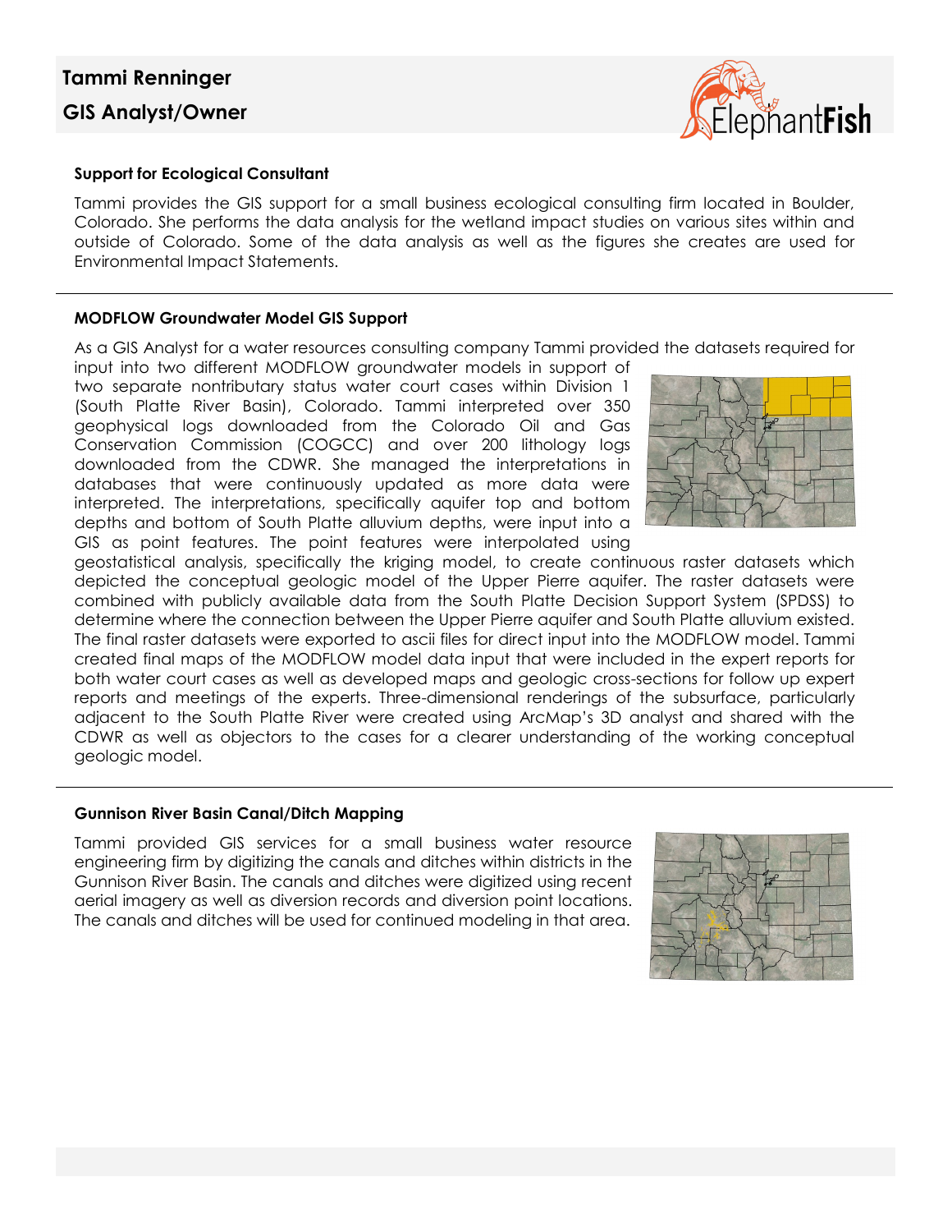# Tammi Renninger

## GIS Analyst/Owner

### Support for Ecological Consultant

Tammi provides the GIS support for a small business ecological consulting firm located in Boulder, Colorado. She performs the data analysis for the wetland impact studies on various sites within and outside of Colorado. Some of the data analysis as well as the figures she creates are used for Environmental Impact Statements.

### MODFLOW Groundwater Model GIS Support

As a GIS Analyst for a water resources consulting company Tammi provided the datasets required for input into two different MODFLOW groundwater models in support of two separate nontributary status water court cases within Division 1 (South Platte River Basin), Colorado. Tammi interpreted over 350 geophysical logs downloaded from the Colorado Oil and Gas Conservation Commission (COGCC) and over 200 lithology logs downloaded from the CDWR. She managed the interpretations in databases that were continuously updated as more data were interpreted. The interpretations, specifically aquifer top and bottom depths and bottom of South Platte alluvium depths, were input into a GIS as point features. The point features were interpolated using geostatistical analysis, specifically the kriging model, to create continuous raster datasets which depicted the conceptual geologic model of the Upper Pierre aquifer. The raster datasets were combined with publicly available data from the South Platte Decision Support System (SPDSS) to determine where the connection between the Upper Pierre aquifer and South Platte alluvium existed. The final raster datasets were exported to ascii files for direct input into the MODFLOW model. Tammi created final maps of the MODFLOW model data input that were included in the expert reports for both water court cases as well as developed maps and geologic cross-sections for follow up expert reports and meetings of the experts. Three-dimensional renderings of the subsurface, particularly adjacent to the South Platte River were created using ArcMap's 3D analyst and shared with the CDWR as well as objectors to the cases for a clearer understanding of the working conceptual geologic model.

### Gunnison River Basin Canal/Ditch Mapping

Tammi provided GIS services for a small business water resource engineering firm by digitizing the canals and ditches within districts in the Gunnison River Basin. The canals and ditches were digitized using recent aerial imagery as well as diversion records and diversion point locations. The canals and ditches will be used for continued modeling in that area.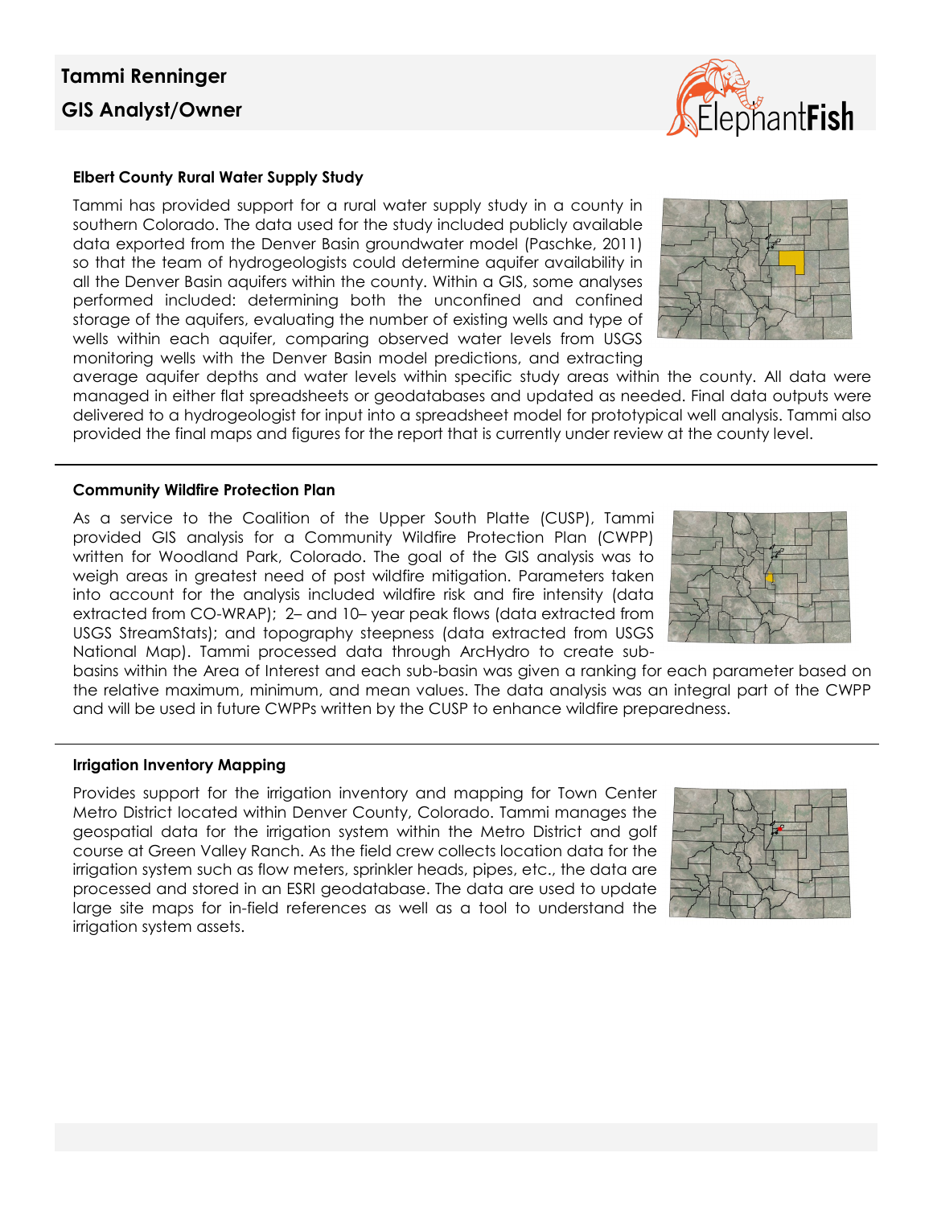# Tammi Renninger

## GIS Analyst/Owner

### Elbert County Rural Water Supply Study

Tammi has provided support for a rural water supply study in a county in southern Colorado. The data used for the study included publicly available data exported from the Denver Basin groundwater model (Paschke, 2011) so that the team of hydrogeologists could determine aquifer availability in all the Denver Basin aquifers within the county. Within a GIS, some analyses performed included: determining both the unconfined and confined storage of the aquifers, evaluating the number of existing wells and type of wells within each aquifer, comparing observed water levels from USGS monitoring wells with the Denver Basin model predictions, and extracting average aquifer depths and water levels within specific study areas within the county. All data were managed in either flat spreadsheets or geodatabases and updated as needed. Final data outputs were delivered to a hydrogeologist for input into a spreadsheet model for prototypical well analysis. Tammi also provided the final maps and figures for the report that is currently under review at the county level.

---

### Community Wildfire Protection Plan

As a service to the Coalition of the Upper South Platte (CUSP), Tammi provided GIS analysis for a Community Wildfire Protection Plan (CWPP) written for Woodland Park, Colorado. The goal of the GIS analysis was to weigh areas in greatest need of post wildfire mitigation. Parameters taken into account for the analysis included wildfire risk and fire intensity (data extracted from CO-WRAP); 2– and 10– year peak flows (data extracted from USGS StreamStats); and topography steepness (data extracted from USGS National Map). Tammi processed data through ArcHydro to create sub-basins within the Area of Interest and each sub-basin was given a ranking for each parameter based on the relative maximum, minimum, and mean values. The data analysis was an integral part of the CWPP and will be used in future CWPPs written by the CUSP to enhance wildfire preparedness.

---

### Irrigation Inventory Mapping

Provides support for the irrigation inventory and mapping for Town Center Metro District located within Denver County, Colorado. Tammi manages the geospatial data for the irrigation system within the Metro District and golf course at Green Valley Ranch. As the field crew collects location data for the irrigation system such as flow meters, sprinkler heads, pipes, etc., the data are processed and stored in an ESRI geodatabase. The data are used to update large site maps for in-field references as well as a tool to understand the irrigation system assets.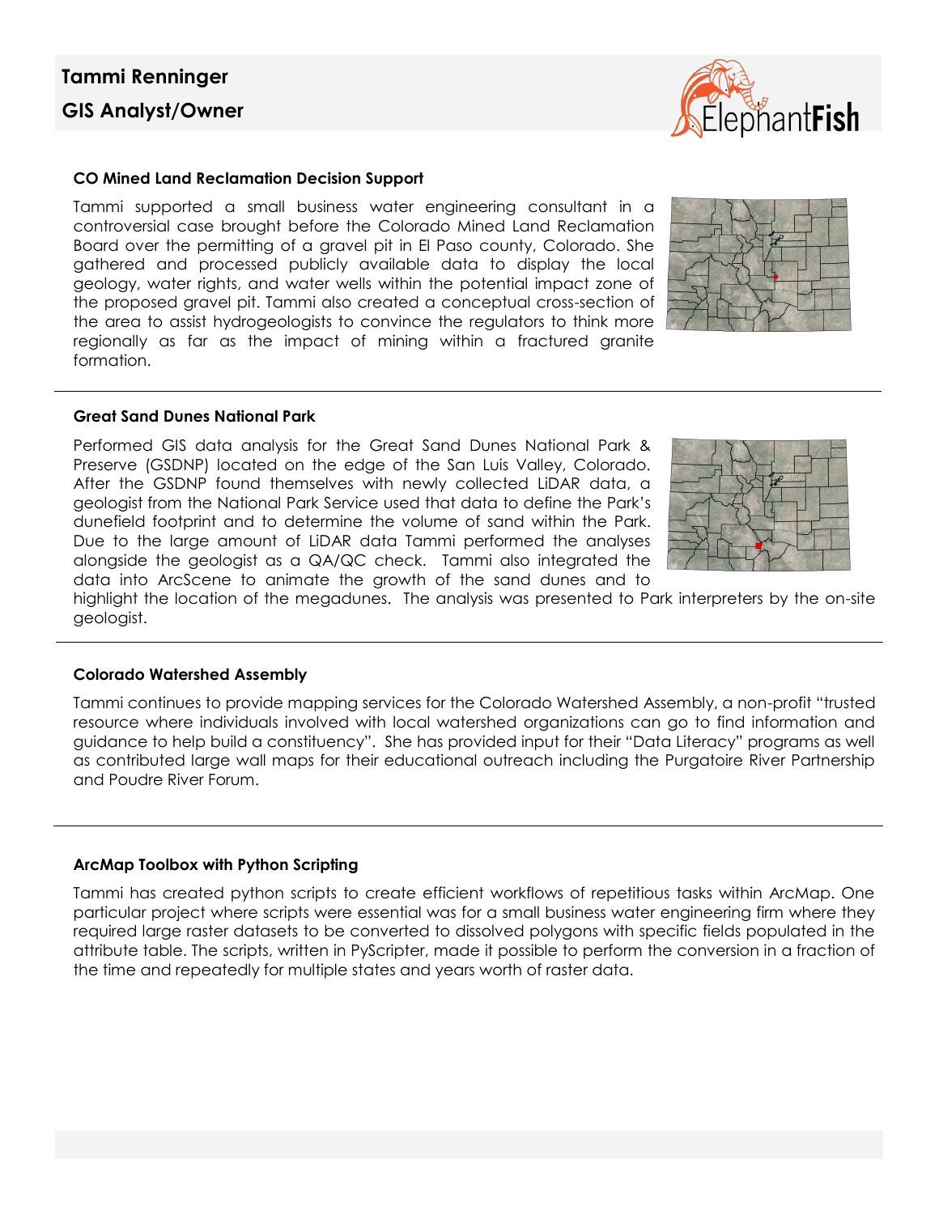# Tammi Renninger

## GIS Analyst/Owner

### CO Mined Land Reclamation Decision Support

Tammi supported a small business water engineering consultant in a controversial case brought before the Colorado Mined Land Reclamation Board over the permitting of a gravel pit in El Paso county, Colorado. She gathered and processed publicly available data to display the local geology, water rights, and water wells within the potential impact zone of the proposed gravel pit. Tammi also created a conceptual cross-section of the area to assist hydrogeologists to convince the regulators to think more regionally as far as the impact of mining within a fractured granite formation.

---

### Great Sand Dunes National Park

Performed GIS data analysis for the Great Sand Dunes National Park & Preserve (GSDNP) located on the edge of the San Luis Valley, Colorado. After the GSDNP found themselves with newly collected LiDAR data, a geologist from the National Park Service used that data to define the Park's dunefield footprint and to determine the volume of sand within the Park. Due to the large amount of LiDAR data Tammi performed the analyses alongside the geologist as a QA/QC check. Tammi also integrated the data into ArcScene to animate the growth of the sand dunes and to highlight the location of the megadunes. The analysis was presented to Park interpreters by the on-site geologist.

---

### Colorado Watershed Assembly

Tammi continues to provide mapping services for the Colorado Watershed Assembly, a non-profit "trusted resource where individuals involved with local watershed organizations can go to find information and guidance to help build a constituency". She has provided input for their "Data Literacy" programs as well as contributed large wall maps for their educational outreach including the Purgatoire River Partnership and Poudre River Forum.

---

### ArcMap Toolbox with Python Scripting

Tammi has created python scripts to create efficient workflows of repetitious tasks within ArcMap. One particular project where scripts were essential was for a small business water engineering firm where they required large raster datasets to be converted to dissolved polygons with specific fields populated in the attribute table. The scripts, written in PyScripter, made it possible to perform the conversion in a fraction of the time and repeatedly for multiple states and years worth of raster data.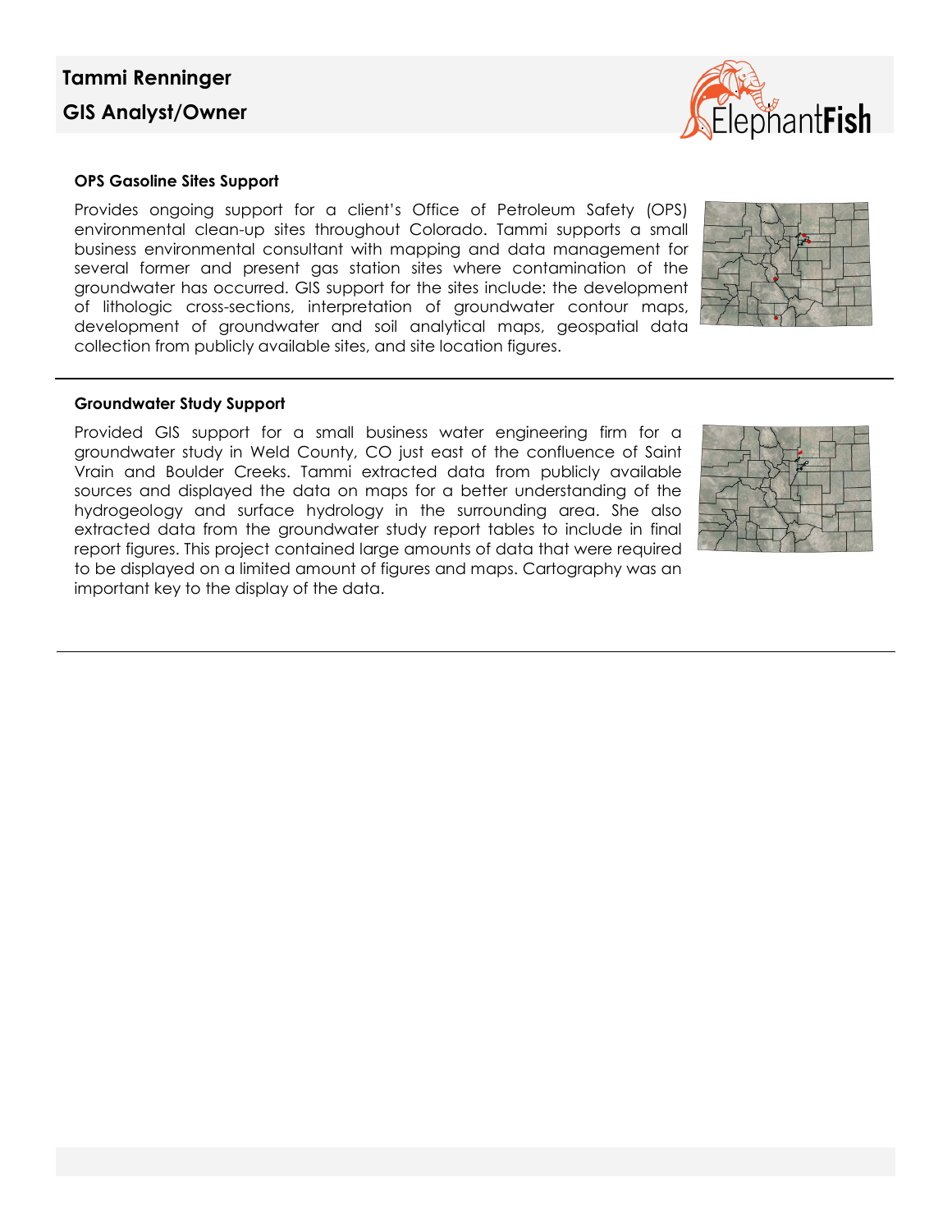**Tammi Renninger**

**GIS Analyst/Owner**

### OPS Gasoline Sites Support

Provides ongoing support for a client's Office of Petroleum Safety (OPS) environmental clean-up sites throughout Colorado. Tammi supports a small business environmental consultant with mapping and data management for several former and present gas station sites where contamination of the groundwater has occurred. GIS support for the sites include: the development of lithologic cross-sections, interpretation of groundwater contour maps, development of groundwater and soil analytical maps, geospatial data collection from publicly available sites, and site location figures.

---

### Groundwater Study Support

Provided GIS support for a small business water engineering firm for a groundwater study in Weld County, CO just east of the confluence of Saint Vrain and Boulder Creeks. Tammi extracted data from publicly available sources and displayed the data on maps for a better understanding of the hydrogeology and surface hydrology in the surrounding area. She also extracted data from the groundwater study report tables to include in final report figures. This project contained large amounts of data that were required to be displayed on a limited amount of figures and maps. Cartography was an important key to the display of the data.

---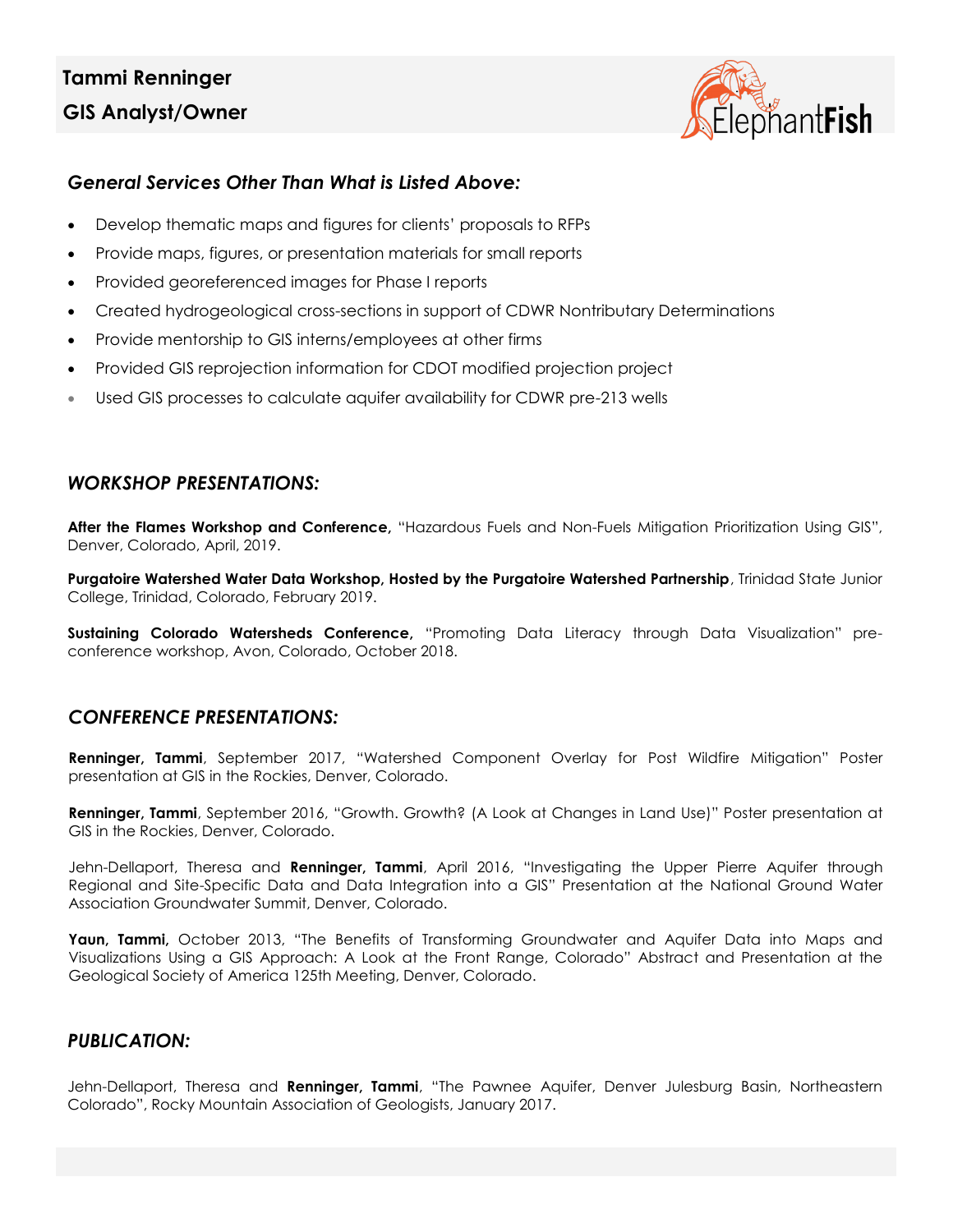**Tammi Renninger**

**GIS Analyst/Owner**

### *General Services Other Than What is Listed Above:*

- Develop thematic maps and figures for clients' proposals to RFPs
- Provide maps, figures, or presentation materials for small reports
- Provided georeferenced images for Phase I reports
- Created hydrogeological cross-sections in support of CDWR Nontributary Determinations
- Provide mentorship to GIS interns/employees at other firms
- Provided GIS reprojection information for CDOT modified projection project
- Used GIS processes to calculate aquifer availability for CDWR pre-213 wells

### *WORKSHOP PRESENTATIONS:*

**After the Flames Workshop and Conference,** "Hazardous Fuels and Non-Fuels Mitigation Prioritization Using GIS", Denver, Colorado, April, 2019.

**Purgatoire Watershed Water Data Workshop, Hosted by the Purgatoire Watershed Partnership**, Trinidad State Junior College, Trinidad, Colorado, February 2019.

**Sustaining Colorado Watersheds Conference,** "Promoting Data Literacy through Data Visualization" pre-conference workshop, Avon, Colorado, October 2018.

### *CONFERENCE PRESENTATIONS:*

**Renninger, Tammi**, September 2017, "Watershed Component Overlay for Post Wildfire Mitigation" Poster presentation at GIS in the Rockies, Denver, Colorado.

**Renninger, Tammi**, September 2016, "Growth. Growth? (A Look at Changes in Land Use)" Poster presentation at GIS in the Rockies, Denver, Colorado.

Jehn-Dellaport, Theresa and **Renninger, Tammi**, April 2016, "Investigating the Upper Pierre Aquifer through Regional and Site-Specific Data and Data Integration into a GIS" Presentation at the National Ground Water Association Groundwater Summit, Denver, Colorado.

**Yaun, Tammi,** October 2013, "The Benefits of Transforming Groundwater and Aquifer Data into Maps and Visualizations Using a GIS Approach: A Look at the Front Range, Colorado" Abstract and Presentation at the Geological Society of America 125th Meeting, Denver, Colorado.

### *PUBLICATION:*

Jehn-Dellaport, Theresa and **Renninger, Tammi**, "The Pawnee Aquifer, Denver Julesburg Basin, Northeastern Colorado", Rocky Mountain Association of Geologists, January 2017.